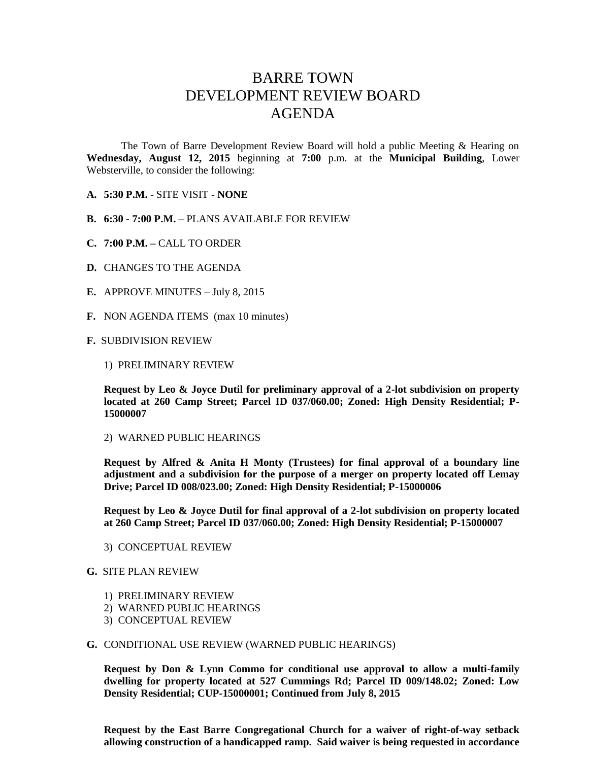# BARRE TOWN
# DEVELOPMENT REVIEW BOARD
# AGENDA

The Town of Barre Development Review Board will hold a public Meeting & Hearing on **Wednesday, August 12, 2015** beginning at **7:00** p.m. at the **Municipal Building**, Lower Websterville, to consider the following:

**A. 5:30 P.M.** - SITE VISIT - **NONE**

**B. 6:30 - 7:00 P.M.** – PLANS AVAILABLE FOR REVIEW

**C. 7:00 P.M. –** CALL TO ORDER

**D.** CHANGES TO THE AGENDA

**E.** APPROVE MINUTES – July 8, 2015

**F.** NON AGENDA ITEMS (max 10 minutes)

**F.** SUBDIVISION REVIEW

1) PRELIMINARY REVIEW

**Request by Leo & Joyce Dutil for preliminary approval of a 2-lot subdivision on property located at 260 Camp Street; Parcel ID 037/060.00; Zoned: High Density Residential; P-15000007**

2) WARNED PUBLIC HEARINGS

**Request by Alfred & Anita H Monty (Trustees) for final approval of a boundary line adjustment and a subdivision for the purpose of a merger on property located off Lemay Drive; Parcel ID 008/023.00; Zoned: High Density Residential; P-15000006**

**Request by Leo & Joyce Dutil for final approval of a 2-lot subdivision on property located at 260 Camp Street; Parcel ID 037/060.00; Zoned: High Density Residential; P-15000007**

3) CONCEPTUAL REVIEW

**G.** SITE PLAN REVIEW

1) PRELIMINARY REVIEW
2) WARNED PUBLIC HEARINGS
3) CONCEPTUAL REVIEW

**G.** CONDITIONAL USE REVIEW (WARNED PUBLIC HEARINGS)

**Request by Don & Lynn Commo for conditional use approval to allow a multi-family dwelling for property located at 527 Cummings Rd; Parcel ID 009/148.02; Zoned: Low Density Residential; CUP-15000001; Continued from July 8, 2015**

**Request by the East Barre Congregational Church for a waiver of right-of-way setback allowing construction of a handicapped ramp. Said waiver is being requested in accordance**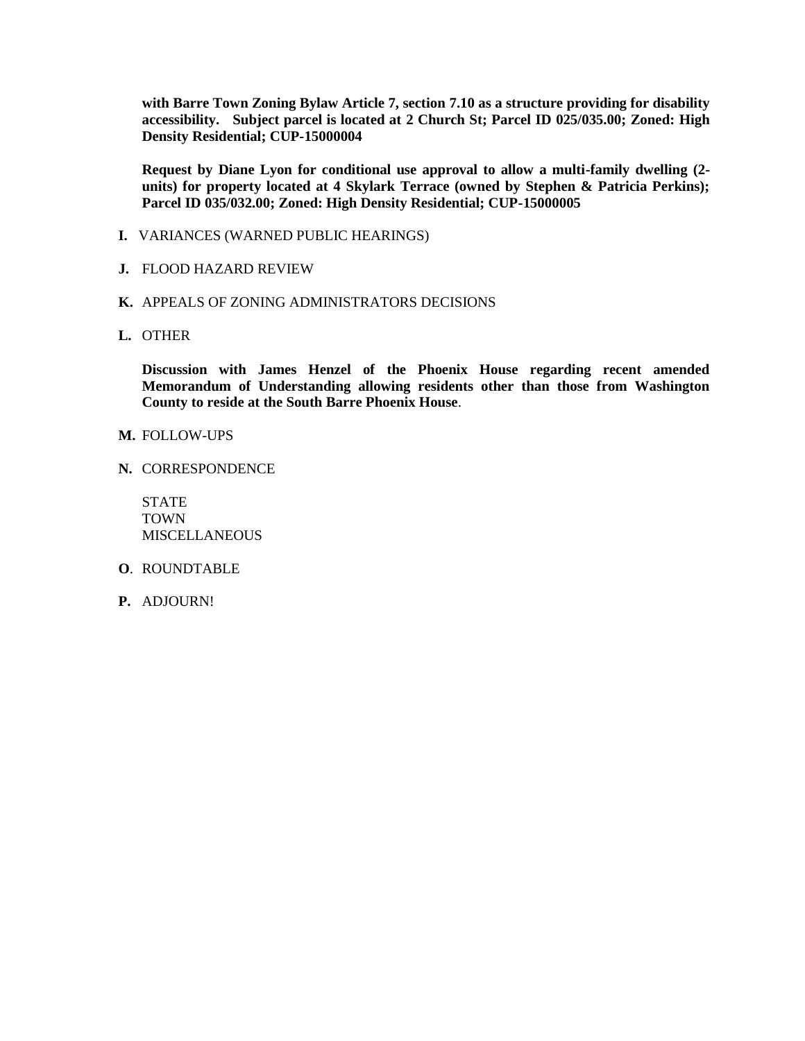**with Barre Town Zoning Bylaw Article 7, section 7.10 as a structure providing for disability accessibility. Subject parcel is located at 2 Church St; Parcel ID 025/035.00; Zoned: High Density Residential; CUP-15000004**

**Request by Diane Lyon for conditional use approval to allow a multi-family dwelling (2-units) for property located at 4 Skylark Terrace (owned by Stephen & Patricia Perkins); Parcel ID 035/032.00; Zoned: High Density Residential; CUP-15000005**

**I.** VARIANCES (WARNED PUBLIC HEARINGS)

**J.** FLOOD HAZARD REVIEW

**K.** APPEALS OF ZONING ADMINISTRATORS DECISIONS

**L.** OTHER

**Discussion with James Henzel of the Phoenix House regarding recent amended Memorandum of Understanding allowing residents other than those from Washington County to reside at the South Barre Phoenix House**.

**M.** FOLLOW-UPS

**N.** CORRESPONDENCE

STATE
TOWN
MISCELLANEOUS

**O**. ROUNDTABLE

**P.** ADJOURN!